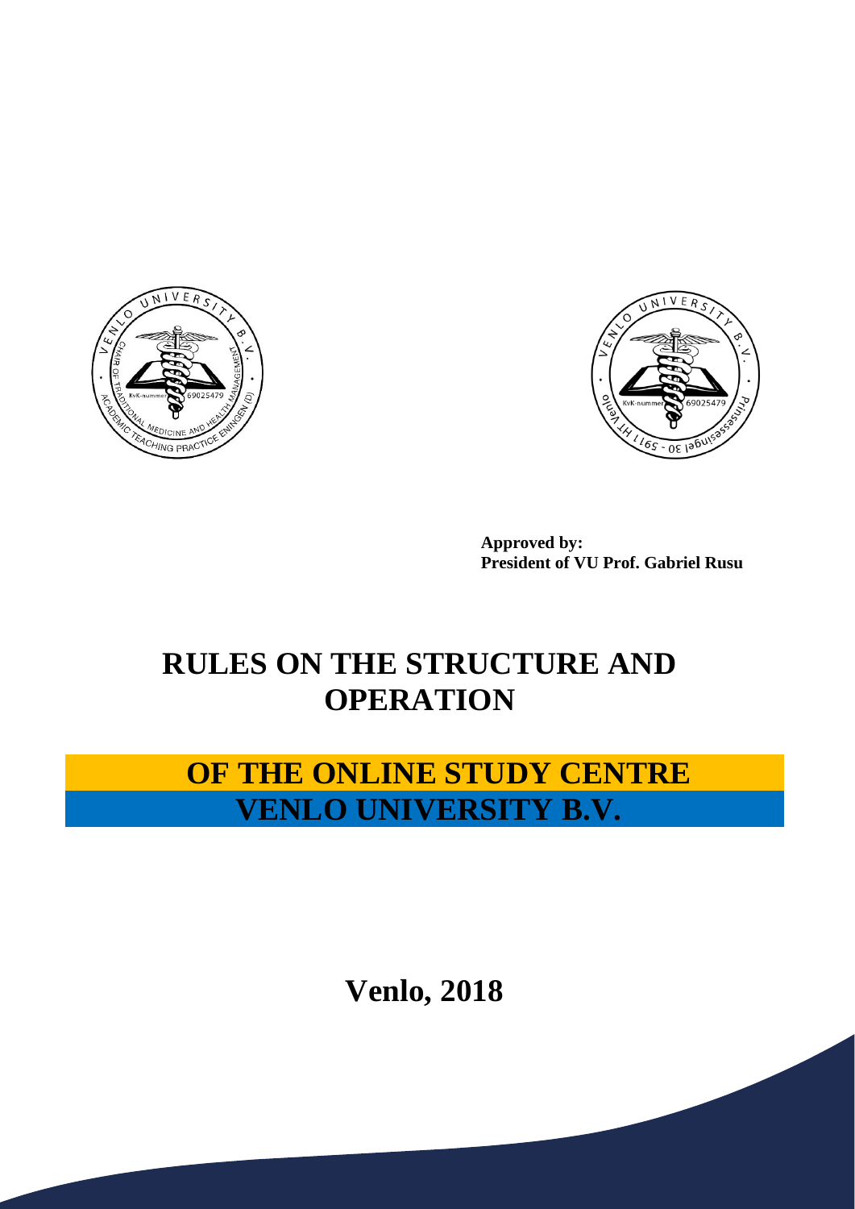**Approved by:**
**President of VU Prof. Gabriel Rusu**

# RULES ON THE STRUCTURE AND OPERATION

# OF THE ONLINE STUDY CENTRE VENLO UNIVERSITY B.V.

**Venlo, 2018**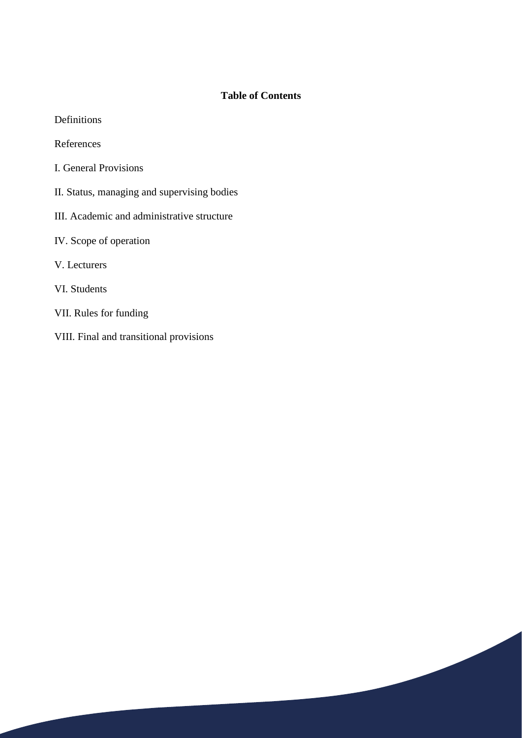**Table of Contents**

Definitions

References

I. General Provisions

II. Status, managing and supervising bodies

III. Academic and administrative structure

IV. Scope of operation

V. Lecturers

VI. Students

VII. Rules for funding

VIII. Final and transitional provisions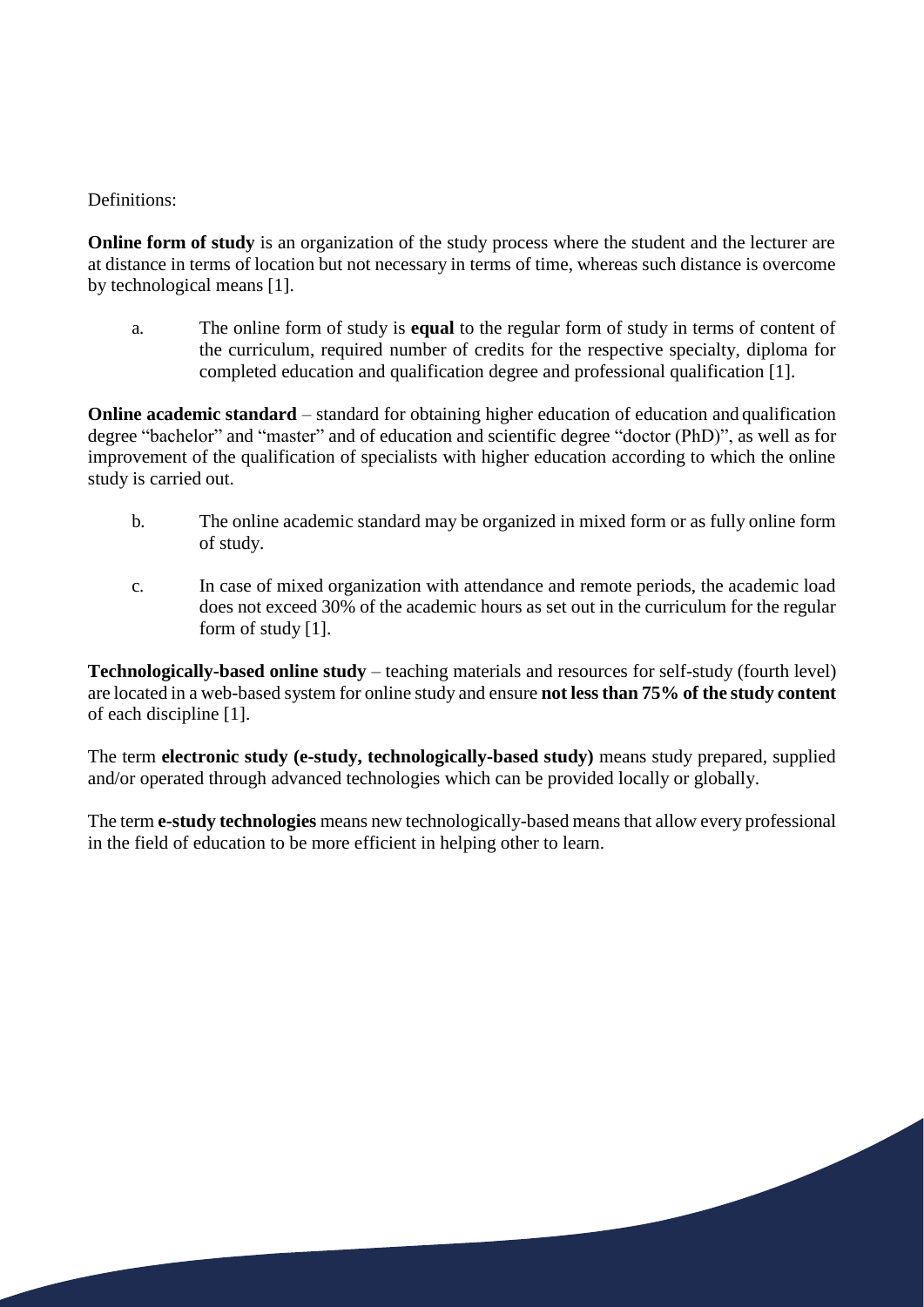Definitions:

**Online form of study** is an organization of the study process where the student and the lecturer are at distance in terms of location but not necessary in terms of time, whereas such distance is overcome by technological means [1].

a. The online form of study is **equal** to the regular form of study in terms of content of the curriculum, required number of credits for the respective specialty, diploma for completed education and qualification degree and professional qualification [1].

**Online academic standard** – standard for obtaining higher education of education and qualification degree "bachelor" and "master" and of education and scientific degree "doctor (PhD)", as well as for improvement of the qualification of specialists with higher education according to which the online study is carried out.

b. The online academic standard may be organized in mixed form or as fully online form of study.

c. In case of mixed organization with attendance and remote periods, the academic load does not exceed 30% of the academic hours as set out in the curriculum for the regular form of study [1].

**Technologically-based online study** – teaching materials and resources for self-study (fourth level) are located in a web-based system for online study and ensure **not less than 75% of the study content** of each discipline [1].

The term **electronic study (e-study, technologically-based study)** means study prepared, supplied and/or operated through advanced technologies which can be provided locally or globally.

The term **e-study technologies** means new technologically-based means that allow every professional in the field of education to be more efficient in helping other to learn.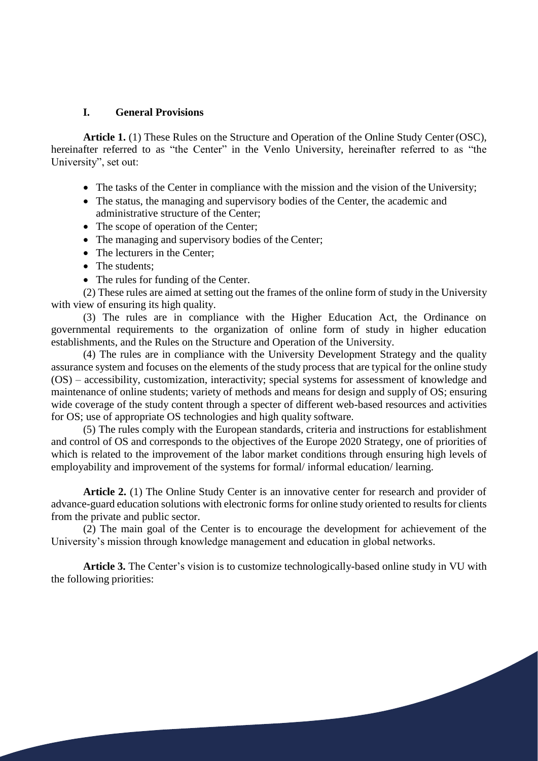## I. General Provisions

**Article 1.** (1) These Rules on the Structure and Operation of the Online Study Center (OSC), hereinafter referred to as "the Center" in the Venlo University, hereinafter referred to as "the University", set out:

- The tasks of the Center in compliance with the mission and the vision of the University;
- The status, the managing and supervisory bodies of the Center, the academic and administrative structure of the Center;
- The scope of operation of the Center;
- The managing and supervisory bodies of the Center;
- The lecturers in the Center;
- The students;
- The rules for funding of the Center.

(2) These rules are aimed at setting out the frames of the online form of study in the University with view of ensuring its high quality.

(3) The rules are in compliance with the Higher Education Act, the Ordinance on governmental requirements to the organization of online form of study in higher education establishments, and the Rules on the Structure and Operation of the University.

(4) The rules are in compliance with the University Development Strategy and the quality assurance system and focuses on the elements of the study process that are typical for the online study (OS) – accessibility, customization, interactivity; special systems for assessment of knowledge and maintenance of online students; variety of methods and means for design and supply of OS; ensuring wide coverage of the study content through a specter of different web-based resources and activities for OS; use of appropriate OS technologies and high quality software.

(5) The rules comply with the European standards, criteria and instructions for establishment and control of OS and corresponds to the objectives of the Europe 2020 Strategy, one of priorities of which is related to the improvement of the labor market conditions through ensuring high levels of employability and improvement of the systems for formal/ informal education/ learning.

**Article 2.** (1) The Online Study Center is an innovative center for research and provider of advance-guard education solutions with electronic forms for online study oriented to results for clients from the private and public sector.

(2) The main goal of the Center is to encourage the development for achievement of the University's mission through knowledge management and education in global networks.

**Article 3.** The Center's vision is to customize technologically-based online study in VU with the following priorities: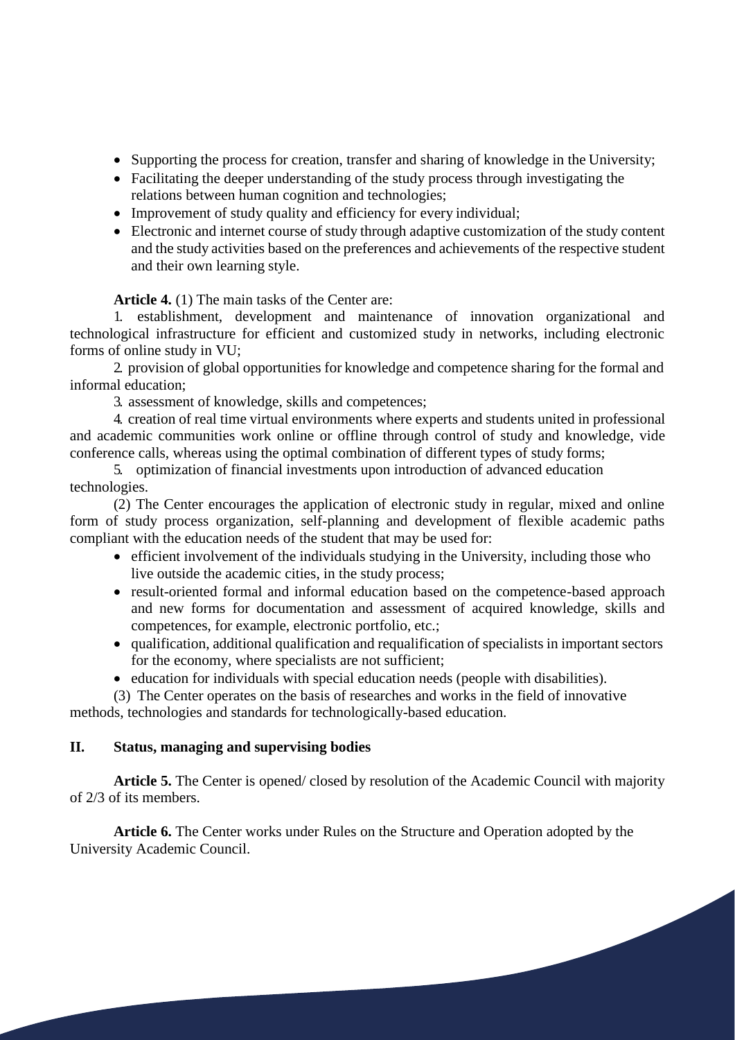- Supporting the process for creation, transfer and sharing of knowledge in the University;
- Facilitating the deeper understanding of the study process through investigating the relations between human cognition and technologies;
- Improvement of study quality and efficiency for every individual;
- Electronic and internet course of study through adaptive customization of the study content and the study activities based on the preferences and achievements of the respective student and their own learning style.

**Article 4.** (1) The main tasks of the Center are:

1. establishment, development and maintenance of innovation organizational and technological infrastructure for efficient and customized study in networks, including electronic forms of online study in VU;
2. provision of global opportunities for knowledge and competence sharing for the formal and informal education;
3. assessment of knowledge, skills and competences;
4. creation of real time virtual environments where experts and students united in professional and academic communities work online or offline through control of study and knowledge, vide conference calls, whereas using the optimal combination of different types of study forms;
5. optimization of financial investments upon introduction of advanced education technologies.

(2) The Center encourages the application of electronic study in regular, mixed and online form of study process organization, self-planning and development of flexible academic paths compliant with the education needs of the student that may be used for:

- efficient involvement of the individuals studying in the University, including those who live outside the academic cities, in the study process;
- result-oriented formal and informal education based on the competence-based approach and new forms for documentation and assessment of acquired knowledge, skills and competences, for example, electronic portfolio, etc.;
- qualification, additional qualification and requalification of specialists in important sectors for the economy, where specialists are not sufficient;
- education for individuals with special education needs (people with disabilities).

(3) The Center operates on the basis of researches and works in the field of innovative methods, technologies and standards for technologically-based education.

## II. Status, managing and supervising bodies

**Article 5.** The Center is opened/ closed by resolution of the Academic Council with majority of 2/3 of its members.

**Article 6.** The Center works under Rules on the Structure and Operation adopted by the University Academic Council.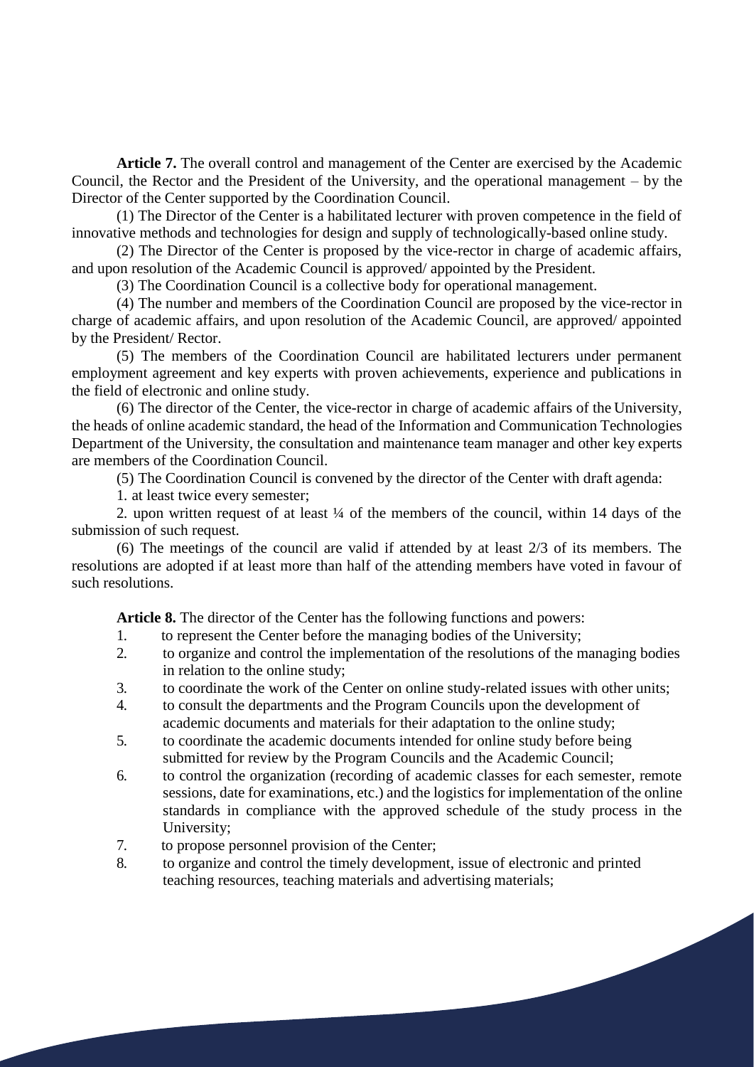**Article 7.** The overall control and management of the Center are exercised by the Academic Council, the Rector and the President of the University, and the operational management – by the Director of the Center supported by the Coordination Council.

(1) The Director of the Center is a habilitated lecturer with proven competence in the field of innovative methods and technologies for design and supply of technologically-based online study.

(2) The Director of the Center is proposed by the vice-rector in charge of academic affairs, and upon resolution of the Academic Council is approved/ appointed by the President.

(3) The Coordination Council is a collective body for operational management.

(4) The number and members of the Coordination Council are proposed by the vice-rector in charge of academic affairs, and upon resolution of the Academic Council, are approved/ appointed by the President/ Rector.

(5) The members of the Coordination Council are habilitated lecturers under permanent employment agreement and key experts with proven achievements, experience and publications in the field of electronic and online study.

(6) The director of the Center, the vice-rector in charge of academic affairs of the University, the heads of online academic standard, the head of the Information and Communication Technologies Department of the University, the consultation and maintenance team manager and other key experts are members of the Coordination Council.

(5) The Coordination Council is convened by the director of the Center with draft agenda:

1. at least twice every semester;

2. upon written request of at least ¼ of the members of the council, within 14 days of the submission of such request.

(6) The meetings of the council are valid if attended by at least 2/3 of its members. The resolutions are adopted if at least more than half of the attending members have voted in favour of such resolutions.

**Article 8.** The director of the Center has the following functions and powers:

1. to represent the Center before the managing bodies of the University;
2. to organize and control the implementation of the resolutions of the managing bodies in relation to the online study;
3. to coordinate the work of the Center on online study-related issues with other units;
4. to consult the departments and the Program Councils upon the development of academic documents and materials for their adaptation to the online study;
5. to coordinate the academic documents intended for online study before being submitted for review by the Program Councils and the Academic Council;
6. to control the organization (recording of academic classes for each semester, remote sessions, date for examinations, etc.) and the logistics for implementation of the online standards in compliance with the approved schedule of the study process in the University;
7. to propose personnel provision of the Center;
8. to organize and control the timely development, issue of electronic and printed teaching resources, teaching materials and advertising materials;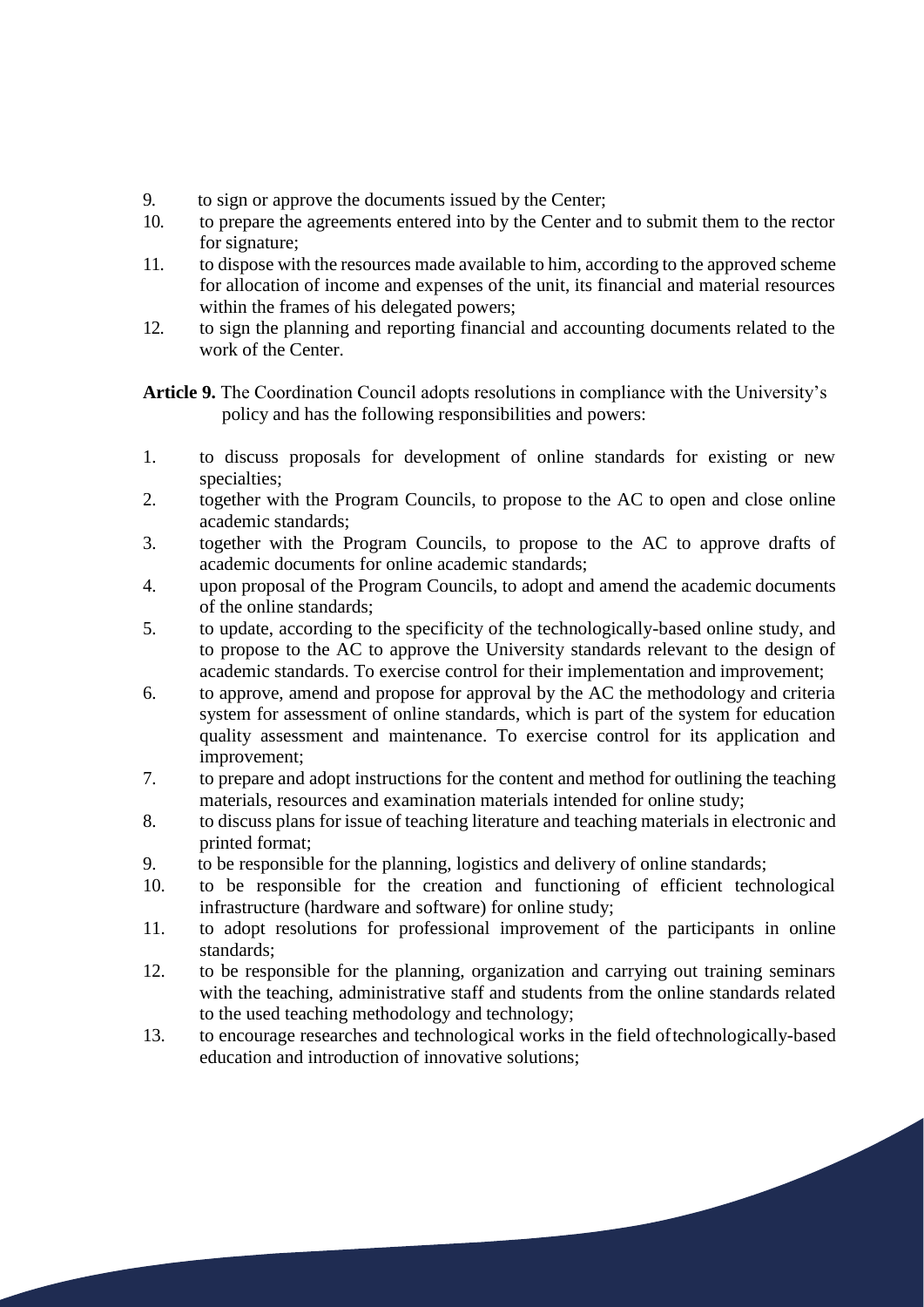9. to sign or approve the documents issued by the Center;
10. to prepare the agreements entered into by the Center and to submit them to the rector for signature;
11. to dispose with the resources made available to him, according to the approved scheme for allocation of income and expenses of the unit, its financial and material resources within the frames of his delegated powers;
12. to sign the planning and reporting financial and accounting documents related to the work of the Center.

**Article 9.** The Coordination Council adopts resolutions in compliance with the University's policy and has the following responsibilities and powers:

1. to discuss proposals for development of online standards for existing or new specialties;
2. together with the Program Councils, to propose to the AC to open and close online academic standards;
3. together with the Program Councils, to propose to the AC to approve drafts of academic documents for online academic standards;
4. upon proposal of the Program Councils, to adopt and amend the academic documents of the online standards;
5. to update, according to the specificity of the technologically-based online study, and to propose to the AC to approve the University standards relevant to the design of academic standards. To exercise control for their implementation and improvement;
6. to approve, amend and propose for approval by the AC the methodology and criteria system for assessment of online standards, which is part of the system for education quality assessment and maintenance. To exercise control for its application and improvement;
7. to prepare and adopt instructions for the content and method for outlining the teaching materials, resources and examination materials intended for online study;
8. to discuss plans for issue of teaching literature and teaching materials in electronic and printed format;
9. to be responsible for the planning, logistics and delivery of online standards;
10. to be responsible for the creation and functioning of efficient technological infrastructure (hardware and software) for online study;
11. to adopt resolutions for professional improvement of the participants in online standards;
12. to be responsible for the planning, organization and carrying out training seminars with the teaching, administrative staff and students from the online standards related to the used teaching methodology and technology;
13. to encourage researches and technological works in the field of technologically-based education and introduction of innovative solutions;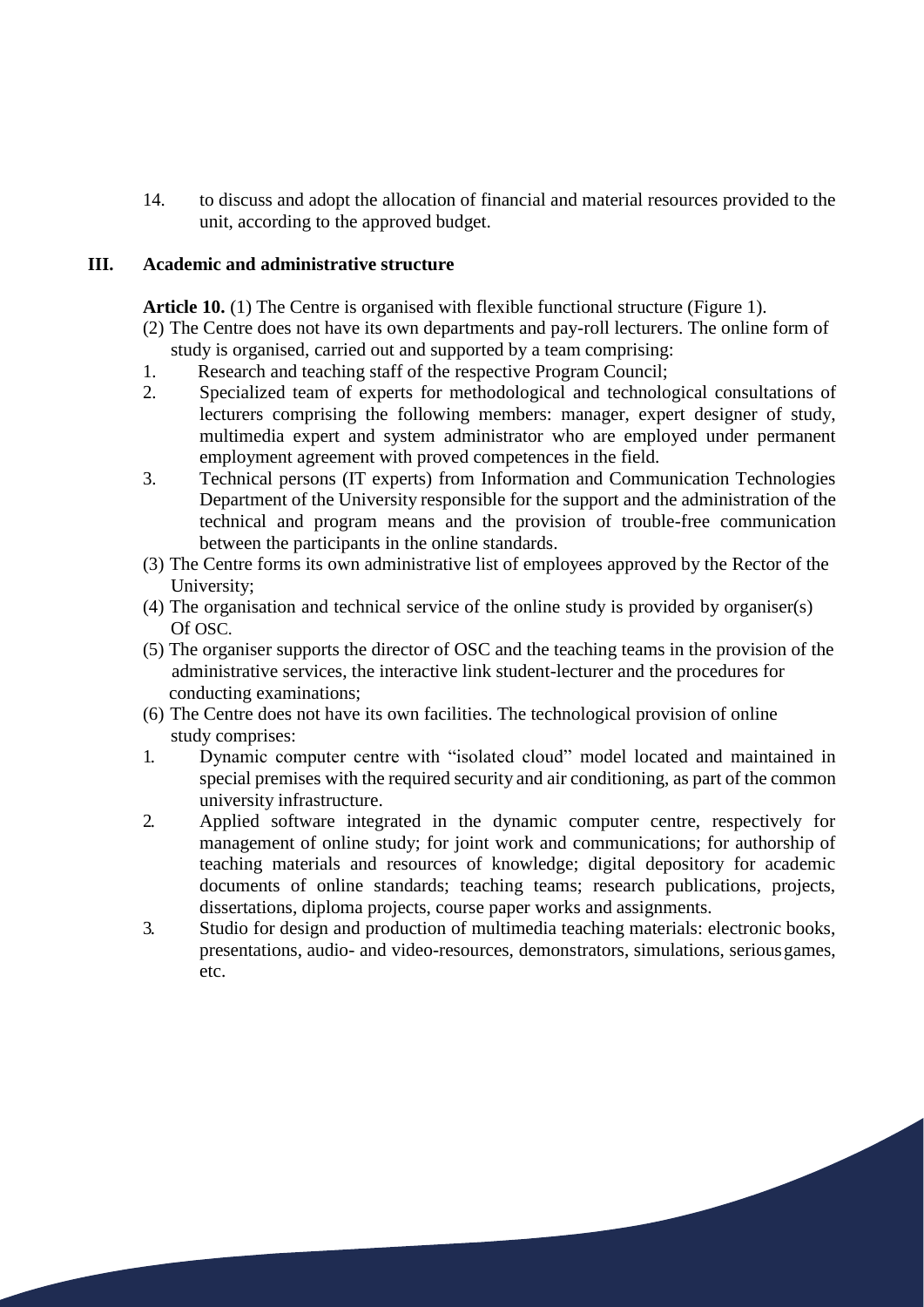14. to discuss and adopt the allocation of financial and material resources provided to the unit, according to the approved budget.

## III. Academic and administrative structure

**Article 10.** (1) The Centre is organised with flexible functional structure (Figure 1).

(2) The Centre does not have its own departments and pay-roll lecturers. The online form of study is organised, carried out and supported by a team comprising:

1. Research and teaching staff of the respective Program Council;
2. Specialized team of experts for methodological and technological consultations of lecturers comprising the following members: manager, expert designer of study, multimedia expert and system administrator who are employed under permanent employment agreement with proved competences in the field.
3. Technical persons (IT experts) from Information and Communication Technologies Department of the University responsible for the support and the administration of the technical and program means and the provision of trouble-free communication between the participants in the online standards.

(3) The Centre forms its own administrative list of employees approved by the Rector of the University;

(4) The organisation and technical service of the online study is provided by organiser(s) Of OSC.

(5) The organiser supports the director of OSC and the teaching teams in the provision of the administrative services, the interactive link student-lecturer and the procedures for conducting examinations;

(6) The Centre does not have its own facilities. The technological provision of online study comprises:

1. Dynamic computer centre with "isolated cloud" model located and maintained in special premises with the required security and air conditioning, as part of the common university infrastructure.
2. Applied software integrated in the dynamic computer centre, respectively for management of online study; for joint work and communications; for authorship of teaching materials and resources of knowledge; digital depository for academic documents of online standards; teaching teams; research publications, projects, dissertations, diploma projects, course paper works and assignments.
3. Studio for design and production of multimedia teaching materials: electronic books, presentations, audio- and video-resources, demonstrators, simulations, serious games, etc.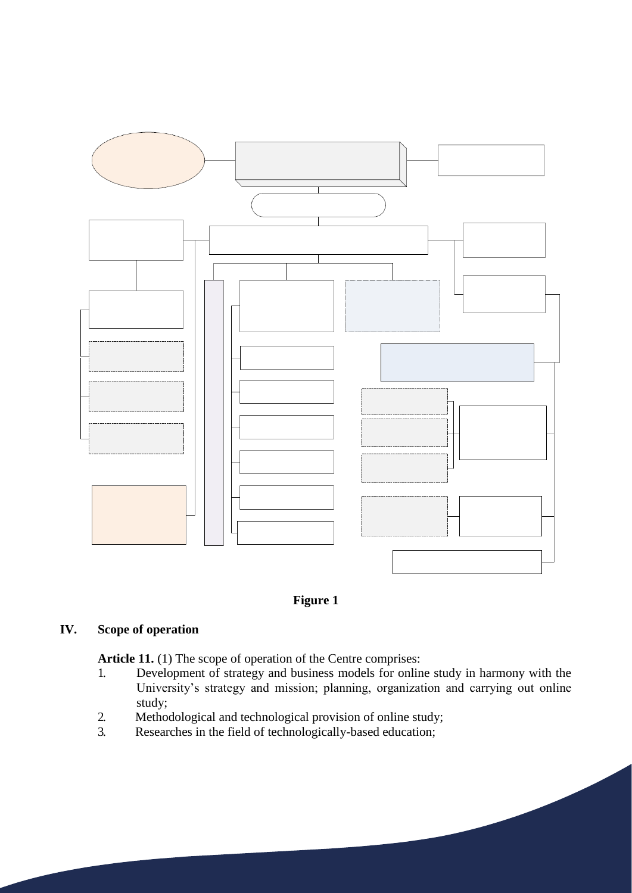**Figure 1**

## IV. Scope of operation

**Article 11.** (1) The scope of operation of the Centre comprises:

1. Development of strategy and business models for online study in harmony with the University's strategy and mission; planning, organization and carrying out online study;
2. Methodological and technological provision of online study;
3. Researches in the field of technologically-based education;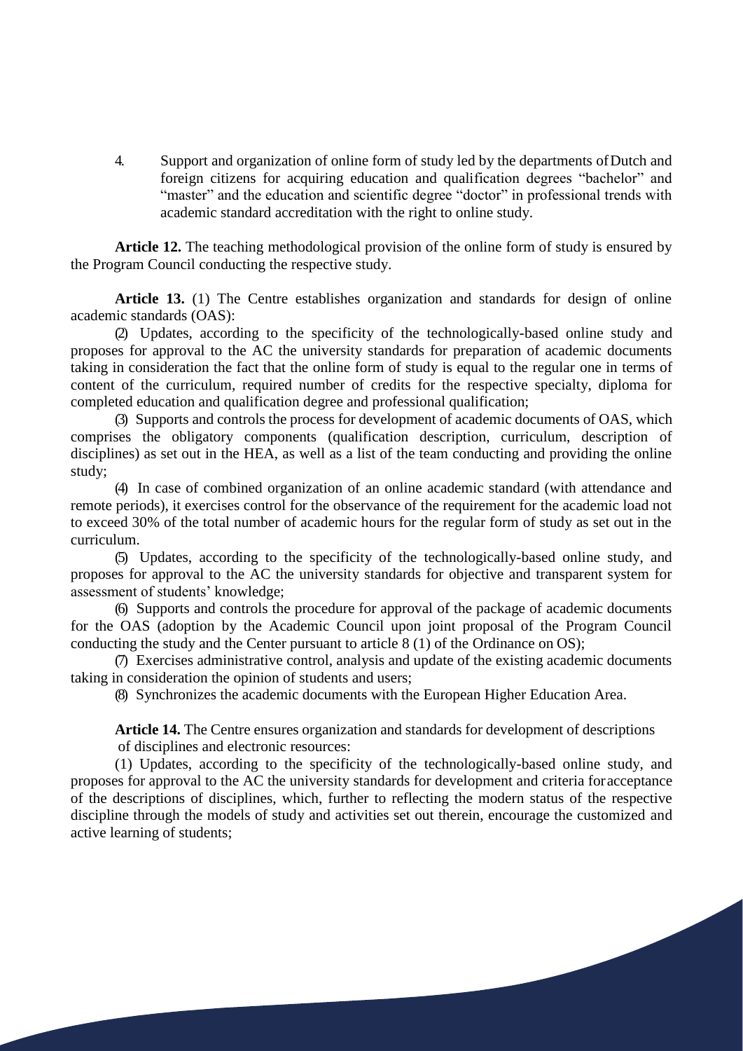4. Support and organization of online form of study led by the departments of Dutch and foreign citizens for acquiring education and qualification degrees "bachelor" and "master" and the education and scientific degree "doctor" in professional trends with academic standard accreditation with the right to online study.

**Article 12.** The teaching methodological provision of the online form of study is ensured by the Program Council conducting the respective study.

**Article 13.** (1) The Centre establishes organization and standards for design of online academic standards (OAS):

(2) Updates, according to the specificity of the technologically-based online study and proposes for approval to the AC the university standards for preparation of academic documents taking in consideration the fact that the online form of study is equal to the regular one in terms of content of the curriculum, required number of credits for the respective specialty, diploma for completed education and qualification degree and professional qualification;

(3) Supports and controls the process for development of academic documents of OAS, which comprises the obligatory components (qualification description, curriculum, description of disciplines) as set out in the HEA, as well as a list of the team conducting and providing the online study;

(4) In case of combined organization of an online academic standard (with attendance and remote periods), it exercises control for the observance of the requirement for the academic load not to exceed 30% of the total number of academic hours for the regular form of study as set out in the curriculum.

(5) Updates, according to the specificity of the technologically-based online study, and proposes for approval to the AC the university standards for objective and transparent system for assessment of students' knowledge;

(6) Supports and controls the procedure for approval of the package of academic documents for the OAS (adoption by the Academic Council upon joint proposal of the Program Council conducting the study and the Center pursuant to article 8 (1) of the Ordinance on OS);

(7) Exercises administrative control, analysis and update of the existing academic documents taking in consideration the opinion of students and users;

(8) Synchronizes the academic documents with the European Higher Education Area.

**Article 14.** The Centre ensures organization and standards for development of descriptions of disciplines and electronic resources:

(1) Updates, according to the specificity of the technologically-based online study, and proposes for approval to the AC the university standards for development and criteria for acceptance of the descriptions of disciplines, which, further to reflecting the modern status of the respective discipline through the models of study and activities set out therein, encourage the customized and active learning of students;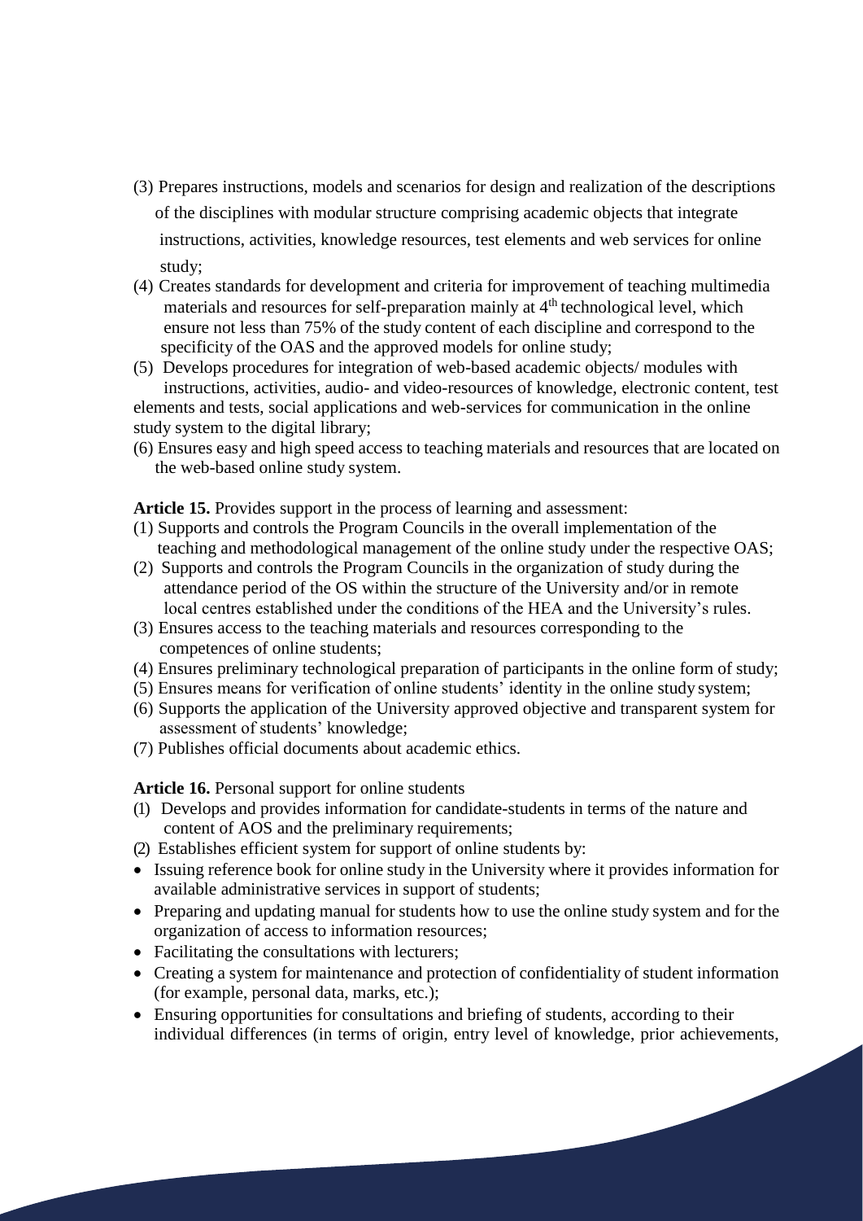(3) Prepares instructions, models and scenarios for design and realization of the descriptions of the disciplines with modular structure comprising academic objects that integrate instructions, activities, knowledge resources, test elements and web services for online study;

(4) Creates standards for development and criteria for improvement of teaching multimedia materials and resources for self-preparation mainly at 4th technological level, which ensure not less than 75% of the study content of each discipline and correspond to the specificity of the OAS and the approved models for online study;

(5) Develops procedures for integration of web-based academic objects/ modules with instructions, activities, audio- and video-resources of knowledge, electronic content, test elements and tests, social applications and web-services for communication in the online study system to the digital library;

(6) Ensures easy and high speed access to teaching materials and resources that are located on the web-based online study system.

**Article 15.** Provides support in the process of learning and assessment:

(1) Supports and controls the Program Councils in the overall implementation of the teaching and methodological management of the online study under the respective OAS;

(2) Supports and controls the Program Councils in the organization of study during the attendance period of the OS within the structure of the University and/or in remote local centres established under the conditions of the HEA and the University's rules.

(3) Ensures access to the teaching materials and resources corresponding to the competences of online students;

(4) Ensures preliminary technological preparation of participants in the online form of study;

(5) Ensures means for verification of online students' identity in the online study system;

(6) Supports the application of the University approved objective and transparent system for assessment of students' knowledge;

(7) Publishes official documents about academic ethics.

**Article 16.** Personal support for online students

(1) Develops and provides information for candidate-students in terms of the nature and content of AOS and the preliminary requirements;

(2) Establishes efficient system for support of online students by:

- Issuing reference book for online study in the University where it provides information for available administrative services in support of students;
- Preparing and updating manual for students how to use the online study system and for the organization of access to information resources;
- Facilitating the consultations with lecturers;
- Creating a system for maintenance and protection of confidentiality of student information (for example, personal data, marks, etc.);
- Ensuring opportunities for consultations and briefing of students, according to their individual differences (in terms of origin, entry level of knowledge, prior achievements,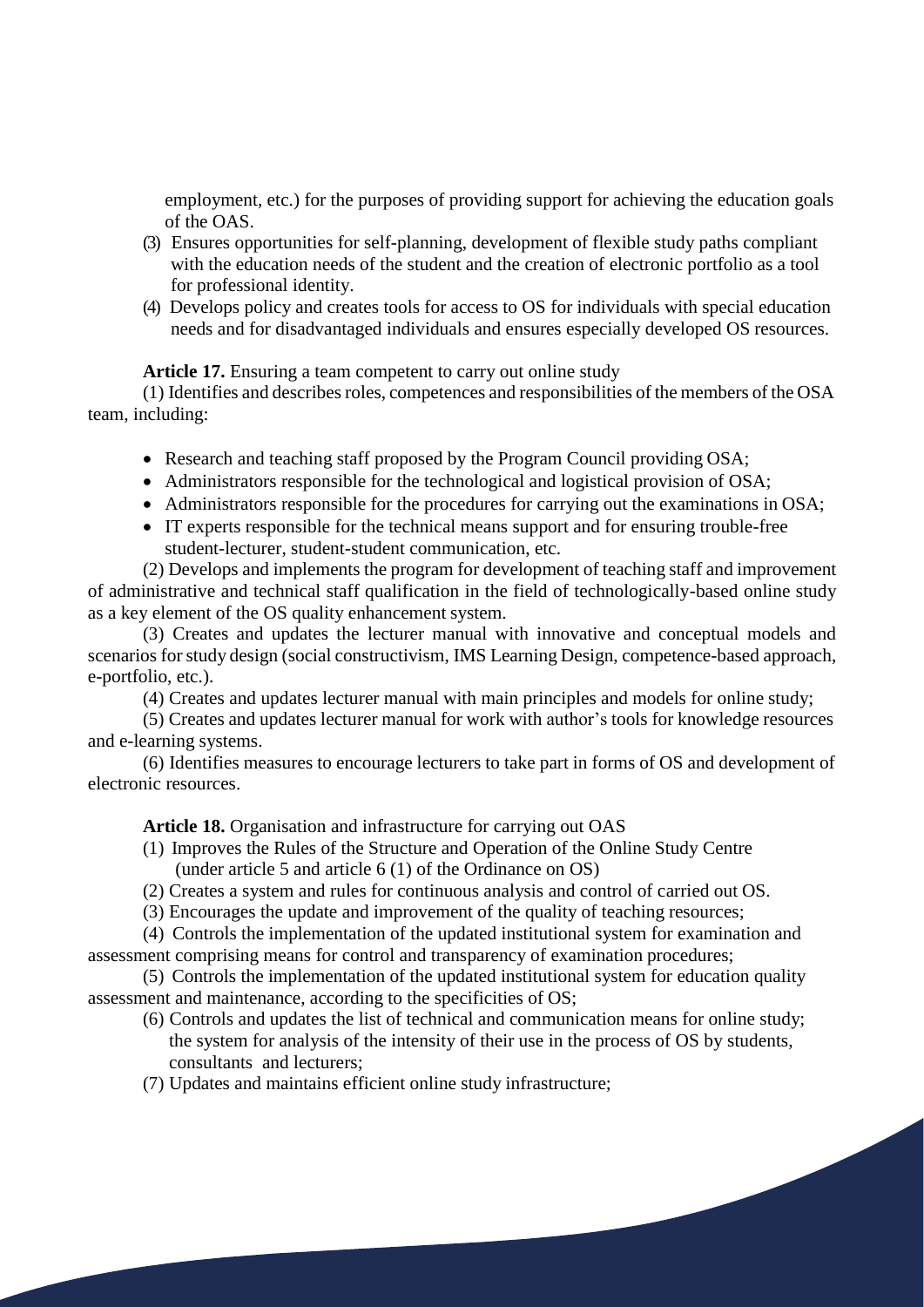employment, etc.) for the purposes of providing support for achieving the education goals of the OAS.

(3) Ensures opportunities for self-planning, development of flexible study paths compliant with the education needs of the student and the creation of electronic portfolio as a tool for professional identity.

(4) Develops policy and creates tools for access to OS for individuals with special education needs and for disadvantaged individuals and ensures especially developed OS resources.

**Article 17.** Ensuring a team competent to carry out online study

(1) Identifies and describes roles, competences and responsibilities of the members of the OSA team, including:

- Research and teaching staff proposed by the Program Council providing OSA;
- Administrators responsible for the technological and logistical provision of OSA;
- Administrators responsible for the procedures for carrying out the examinations in OSA;
- IT experts responsible for the technical means support and for ensuring trouble-free student-lecturer, student-student communication, etc.

(2) Develops and implements the program for development of teaching staff and improvement of administrative and technical staff qualification in the field of technologically-based online study as a key element of the OS quality enhancement system.

(3) Creates and updates the lecturer manual with innovative and conceptual models and scenarios for study design (social constructivism, IMS Learning Design, competence-based approach, e-portfolio, etc.).

(4) Creates and updates lecturer manual with main principles and models for online study;

(5) Creates and updates lecturer manual for work with author's tools for knowledge resources and e-learning systems.

(6) Identifies measures to encourage lecturers to take part in forms of OS and development of electronic resources.

**Article 18.** Organisation and infrastructure for carrying out OAS

(1) Improves the Rules of the Structure and Operation of the Online Study Centre (under article 5 and article 6 (1) of the Ordinance on OS)

(2) Creates a system and rules for continuous analysis and control of carried out OS.

(3) Encourages the update and improvement of the quality of teaching resources;

(4) Controls the implementation of the updated institutional system for examination and assessment comprising means for control and transparency of examination procedures;

(5) Controls the implementation of the updated institutional system for education quality assessment and maintenance, according to the specificities of OS;

(6) Controls and updates the list of technical and communication means for online study; the system for analysis of the intensity of their use in the process of OS by students, consultants and lecturers;

(7) Updates and maintains efficient online study infrastructure;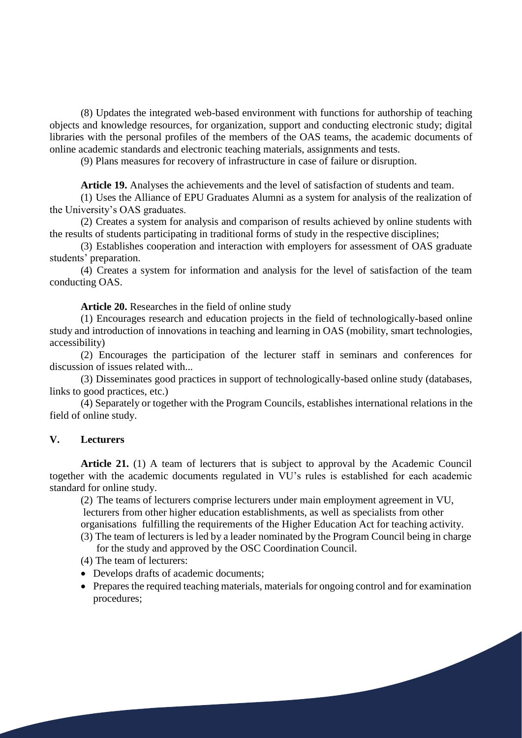(8) Updates the integrated web-based environment with functions for authorship of teaching objects and knowledge resources, for organization, support and conducting electronic study; digital libraries with the personal profiles of the members of the OAS teams, the academic documents of online academic standards and electronic teaching materials, assignments and tests.

(9) Plans measures for recovery of infrastructure in case of failure or disruption.

**Article 19.** Analyses the achievements and the level of satisfaction of students and team.

(1) Uses the Alliance of EPU Graduates Alumni as a system for analysis of the realization of the University's OAS graduates.

(2) Creates a system for analysis and comparison of results achieved by online students with the results of students participating in traditional forms of study in the respective disciplines;

(3) Establishes cooperation and interaction with employers for assessment of OAS graduate students' preparation.

(4) Creates a system for information and analysis for the level of satisfaction of the team conducting OAS.

**Article 20.** Researches in the field of online study

(1) Encourages research and education projects in the field of technologically-based online study and introduction of innovations in teaching and learning in OAS (mobility, smart technologies, accessibility)

(2) Encourages the participation of the lecturer staff in seminars and conferences for discussion of issues related with...

(3) Disseminates good practices in support of technologically-based online study (databases, links to good practices, etc.)

(4) Separately or together with the Program Councils, establishes international relations in the field of online study.

## V. Lecturers

**Article 21.** (1) A team of lecturers that is subject to approval by the Academic Council together with the academic documents regulated in VU's rules is established for each academic standard for online study.

(2) The teams of lecturers comprise lecturers under main employment agreement in VU, lecturers from other higher education establishments, as well as specialists from other organisations fulfilling the requirements of the Higher Education Act for teaching activity.

(3) The team of lecturers is led by a leader nominated by the Program Council being in charge for the study and approved by the OSC Coordination Council.

(4) The team of lecturers:

- Develops drafts of academic documents;
- Prepares the required teaching materials, materials for ongoing control and for examination procedures;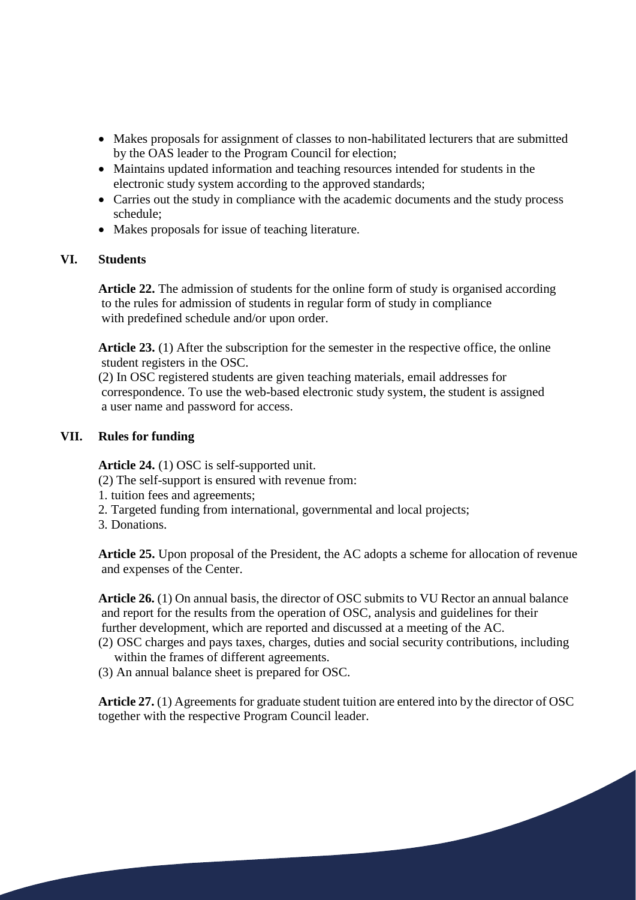- Makes proposals for assignment of classes to non-habilitated lecturers that are submitted by the OAS leader to the Program Council for election;
- Maintains updated information and teaching resources intended for students in the electronic study system according to the approved standards;
- Carries out the study in compliance with the academic documents and the study process schedule;
- Makes proposals for issue of teaching literature.

## VI. Students

**Article 22.** The admission of students for the online form of study is organised according to the rules for admission of students in regular form of study in compliance with predefined schedule and/or upon order.

**Article 23.** (1) After the subscription for the semester in the respective office, the online student registers in the OSC.

(2) In OSC registered students are given teaching materials, email addresses for correspondence. To use the web-based electronic study system, the student is assigned a user name and password for access.

## VII. Rules for funding

**Article 24.** (1) OSC is self-supported unit.

(2) The self-support is ensured with revenue from:

1. tuition fees and agreements;
2. Targeted funding from international, governmental and local projects;
3. Donations.

**Article 25.** Upon proposal of the President, the AC adopts a scheme for allocation of revenue and expenses of the Center.

**Article 26.** (1) On annual basis, the director of OSC submits to VU Rector an annual balance and report for the results from the operation of OSC, analysis and guidelines for their further development, which are reported and discussed at a meeting of the AC.

(2) OSC charges and pays taxes, charges, duties and social security contributions, including within the frames of different agreements.

(3) An annual balance sheet is prepared for OSC.

**Article 27.** (1) Agreements for graduate student tuition are entered into by the director of OSC together with the respective Program Council leader.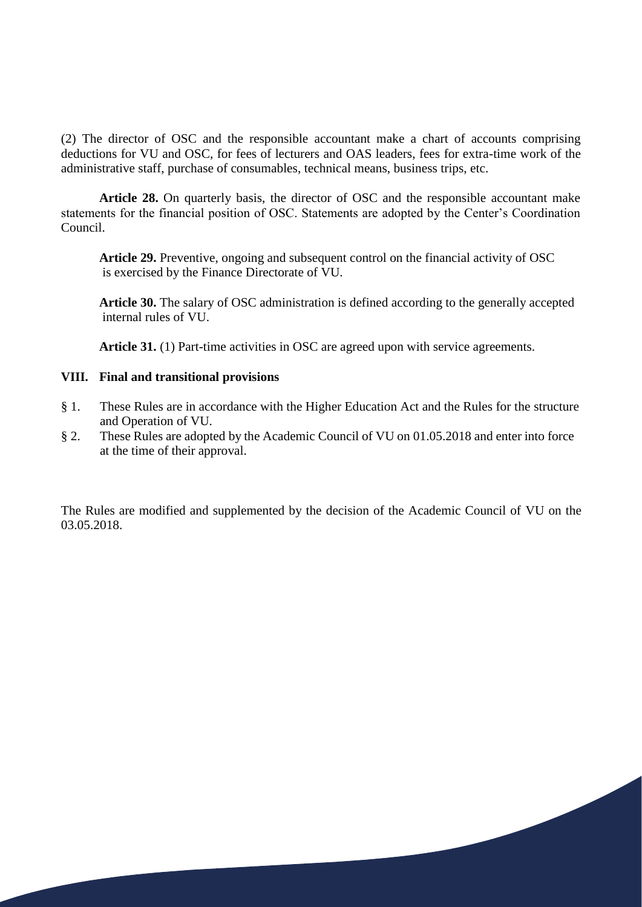(2) The director of OSC and the responsible accountant make a chart of accounts comprising deductions for VU and OSC, for fees of lecturers and OAS leaders, fees for extra-time work of the administrative staff, purchase of consumables, technical means, business trips, etc.

**Article 28.** On quarterly basis, the director of OSC and the responsible accountant make statements for the financial position of OSC. Statements are adopted by the Center's Coordination Council.

**Article 29.** Preventive, ongoing and subsequent control on the financial activity of OSC is exercised by the Finance Directorate of VU.

**Article 30.** The salary of OSC administration is defined according to the generally accepted internal rules of VU.

**Article 31.** (1) Part-time activities in OSC are agreed upon with service agreements.

## VIII. Final and transitional provisions

§ 1. These Rules are in accordance with the Higher Education Act and the Rules for the structure and Operation of VU.

§ 2. These Rules are adopted by the Academic Council of VU on 01.05.2018 and enter into force at the time of their approval.

The Rules are modified and supplemented by the decision of the Academic Council of VU on the 03.05.2018.